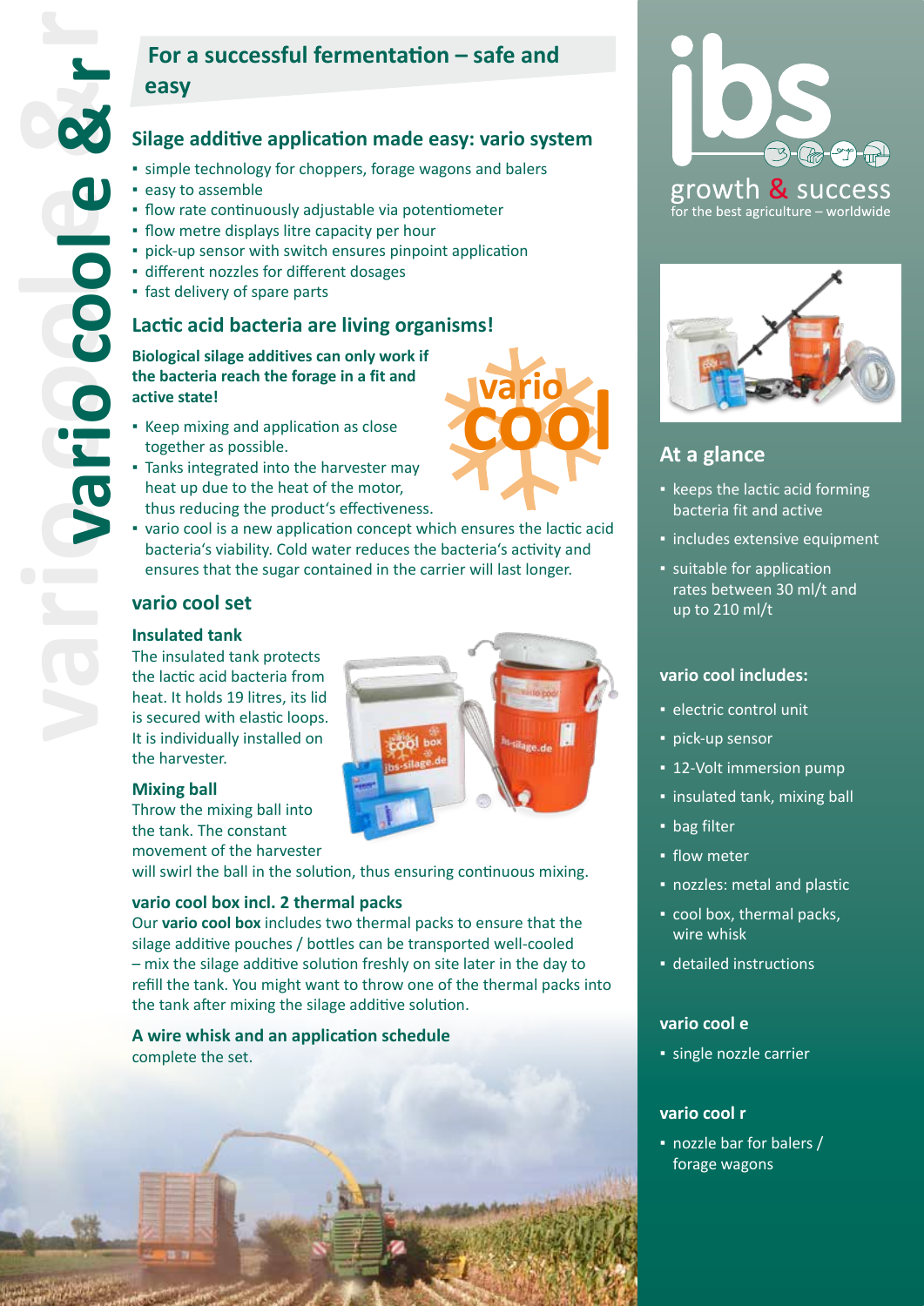# vario cool e & r

## For a successful fermentation – safe and easy

### Silage additive application made easy: vario system

- simple technology for choppers, forage wagons and balers
- easy to assemble
- flow rate continuously adjustable via potentiometer
- flow metre displays litre capacity per hour
- pick-up sensor with switch ensures pinpoint application
- different nozzles for different dosages
- fast delivery of spare parts

### Lactic acid bacteria are living organisms!

**Biological silage additives can only work if the bacteria reach the forage in a fit and active state!**

- Keep mixing and application as close together as possible.
- Tanks integrated into the harvester may heat up due to the heat of the motor, thus reducing the product's effectiveness.
- vario cool is a new application concept which ensures the lactic acid bacteria's viability. Cold water reduces the bacteria's activity and ensures that the sugar contained in the carrier will last longer.

### vario cool set

**Insulated tank**

The insulated tank protects the lactic acid bacteria from heat. It holds 19 litres, its lid is secured with elastic loops. It is individually installed on the harvester.

**Mixing ball**

Throw the mixing ball into the tank. The constant movement of the harvester will swirl the ball in the solution, thus ensuring continuous mixing.

**vario cool box incl. 2 thermal packs**

Our **vario cool box** includes two thermal packs to ensure that the silage additive pouches / bottles can be transported well-cooled – mix the silage additive solution freshly on site later in the day to refill the tank. You might want to throw one of the thermal packs into the tank after mixing the silage additive solution.

**A wire whisk and an application schedule** complete the set.

ibs

growth & success
for the best agriculture – worldwide

## At a glance

- keeps the lactic acid forming bacteria fit and active
- includes extensive equipment
- suitable for application rates between 30 ml/t and up to 210 ml/t

### vario cool includes:

- electric control unit
- pick-up sensor
- 12-Volt immersion pump
- insulated tank, mixing ball
- bag filter
- flow meter
- nozzles: metal and plastic
- cool box, thermal packs, wire whisk
- detailed instructions

### vario cool e

- single nozzle carrier

### vario cool r

- nozzle bar for balers / forage wagons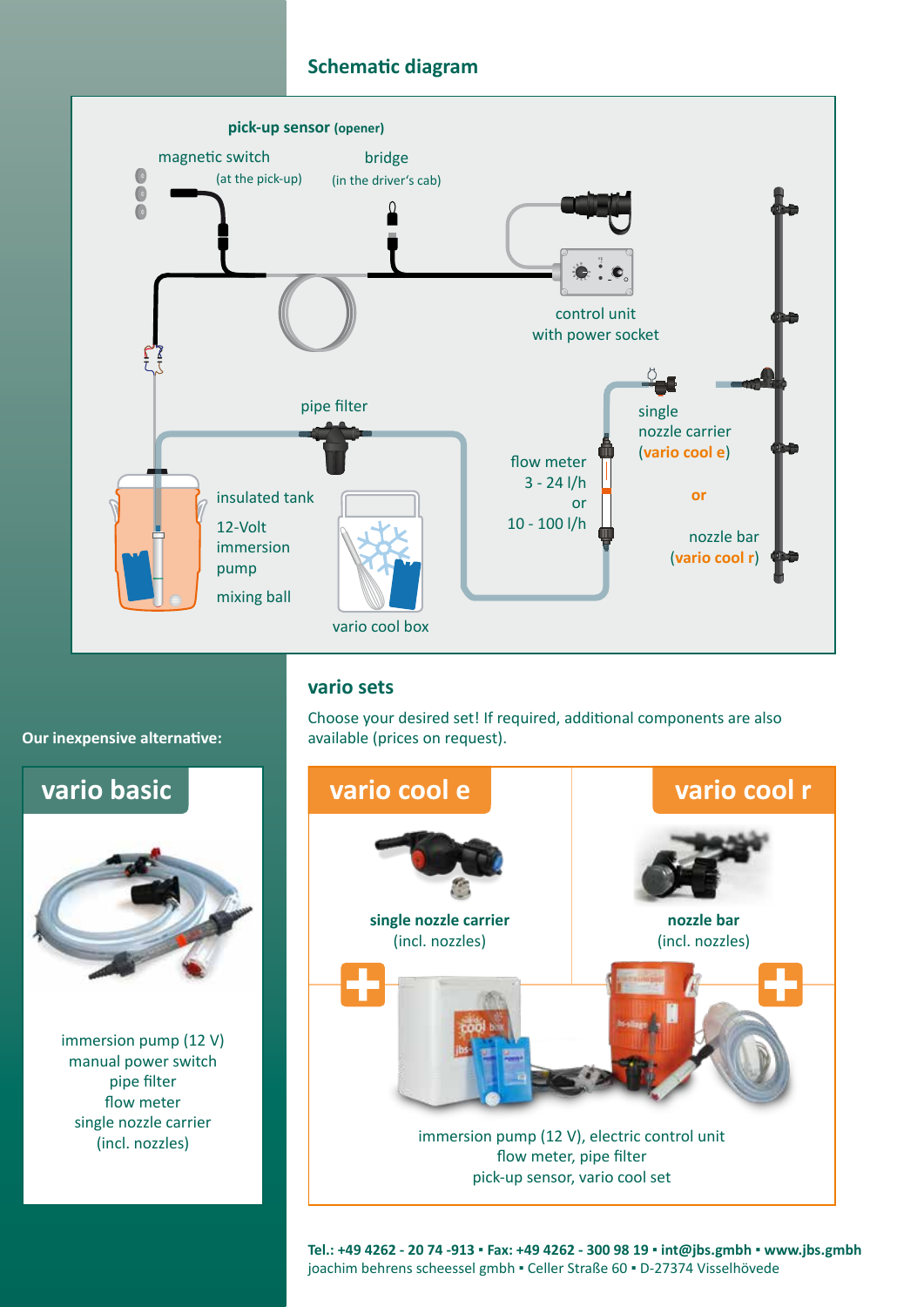## Schematic diagram

pick-up sensor (opener)

magnetic switch (at the pick-up)

bridge (in the driver's cab)

control unit with power socket

pipe filter

single nozzle carrier (vario cool e)

or

nozzle bar (vario cool r)

flow meter 3 - 24 l/h or 10 - 100 l/h

insulated tank

12-Volt immersion pump

mixing ball

vario cool box

**Our inexpensive alternative:**

## vario basic

immersion pump (12 V)
manual power switch
pipe filter
flow meter
single nozzle carrier
(incl. nozzles)

## vario sets

Choose your desired set! If required, additional components are also available (prices on request).

### vario cool e

**single nozzle carrier**
(incl. nozzles)

### vario cool r

**nozzle bar**
(incl. nozzles)

immersion pump (12 V), electric control unit
flow meter, pipe filter
pick-up sensor, vario cool set

**Tel.: +49 4262 - 20 74 -913 ▪ Fax: +49 4262 - 300 98 19 ▪ int@jbs.gmbh ▪ www.jbs.gmbh**
joachim behrens scheessel gmbh ▪ Celler Straße 60 ▪ D-27374 Visselhövede